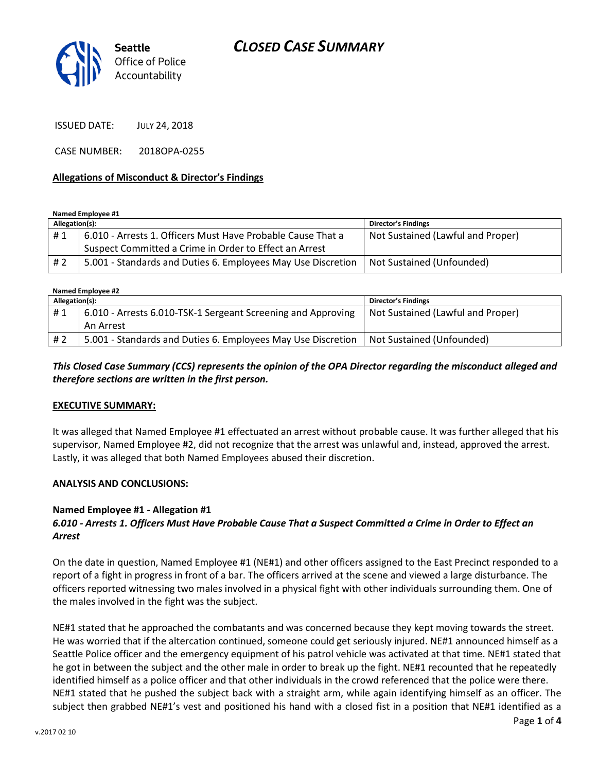# CLOSED CASE SUMMARY

Seattle Office of Police Accountability

ISSUED DATE: JULY 24, 2018

CASE NUMBER: 2018OPA-0255

**Allegations of Misconduct & Director's Findings**

**Named Employee #1**

| Allegation(s): | | Director's Findings |
|---|---|---|
| # 1 | 6.010 - Arrests 1. Officers Must Have Probable Cause That a Suspect Committed a Crime in Order to Effect an Arrest | Not Sustained (Lawful and Proper) |
| # 2 | 5.001 - Standards and Duties 6. Employees May Use Discretion | Not Sustained (Unfounded) |

**Named Employee #2**

| Allegation(s): | | Director's Findings |
|---|---|---|
| # 1 | 6.010 - Arrests 6.010-TSK-1 Sergeant Screening and Approving An Arrest | Not Sustained (Lawful and Proper) |
| # 2 | 5.001 - Standards and Duties 6. Employees May Use Discretion | Not Sustained (Unfounded) |

***This Closed Case Summary (CCS) represents the opinion of the OPA Director regarding the misconduct alleged and therefore sections are written in the first person.***

**EXECUTIVE SUMMARY:**

It was alleged that Named Employee #1 effectuated an arrest without probable cause. It was further alleged that his supervisor, Named Employee #2, did not recognize that the arrest was unlawful and, instead, approved the arrest. Lastly, it was alleged that both Named Employees abused their discretion.

**ANALYSIS AND CONCLUSIONS:**

**Named Employee #1 - Allegation #1**
***6.010 - Arrests 1. Officers Must Have Probable Cause That a Suspect Committed a Crime in Order to Effect an Arrest***

On the date in question, Named Employee #1 (NE#1) and other officers assigned to the East Precinct responded to a report of a fight in progress in front of a bar. The officers arrived at the scene and viewed a large disturbance. The officers reported witnessing two males involved in a physical fight with other individuals surrounding them. One of the males involved in the fight was the subject.

NE#1 stated that he approached the combatants and was concerned because they kept moving towards the street. He was worried that if the altercation continued, someone could get seriously injured. NE#1 announced himself as a Seattle Police officer and the emergency equipment of his patrol vehicle was activated at that time. NE#1 stated that he got in between the subject and the other male in order to break up the fight. NE#1 recounted that he repeatedly identified himself as a police officer and that other individuals in the crowd referenced that the police were there. NE#1 stated that he pushed the subject back with a straight arm, while again identifying himself as an officer. The subject then grabbed NE#1's vest and positioned his hand with a closed fist in a position that NE#1 identified as a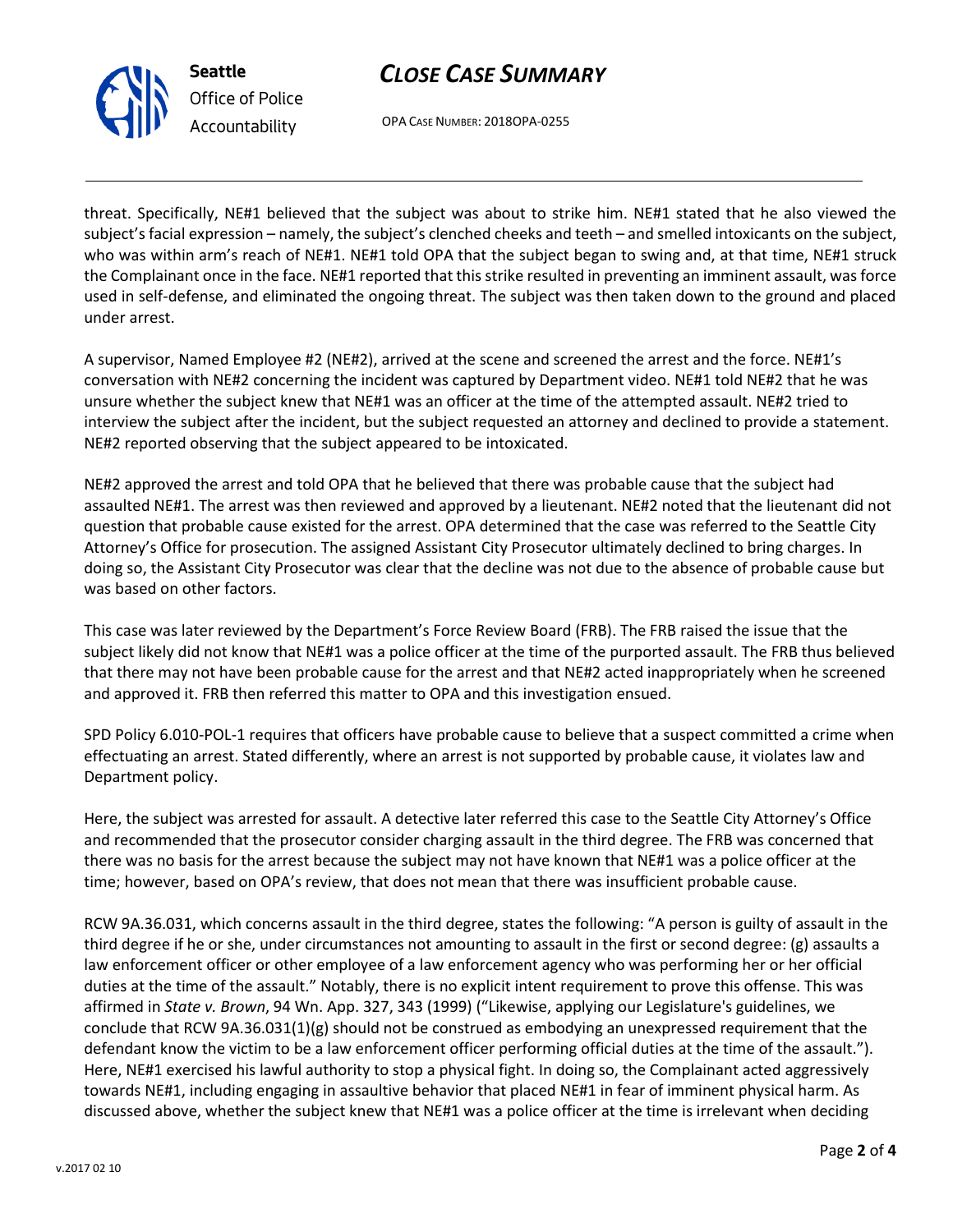threat. Specifically, NE#1 believed that the subject was about to strike him. NE#1 stated that he also viewed the subject's facial expression – namely, the subject's clenched cheeks and teeth – and smelled intoxicants on the subject, who was within arm's reach of NE#1. NE#1 told OPA that the subject began to swing and, at that time, NE#1 struck the Complainant once in the face. NE#1 reported that this strike resulted in preventing an imminent assault, was force used in self-defense, and eliminated the ongoing threat. The subject was then taken down to the ground and placed under arrest.

A supervisor, Named Employee #2 (NE#2), arrived at the scene and screened the arrest and the force. NE#1's conversation with NE#2 concerning the incident was captured by Department video. NE#1 told NE#2 that he was unsure whether the subject knew that NE#1 was an officer at the time of the attempted assault. NE#2 tried to interview the subject after the incident, but the subject requested an attorney and declined to provide a statement. NE#2 reported observing that the subject appeared to be intoxicated.

NE#2 approved the arrest and told OPA that he believed that there was probable cause that the subject had assaulted NE#1. The arrest was then reviewed and approved by a lieutenant. NE#2 noted that the lieutenant did not question that probable cause existed for the arrest. OPA determined that the case was referred to the Seattle City Attorney's Office for prosecution. The assigned Assistant City Prosecutor ultimately declined to bring charges. In doing so, the Assistant City Prosecutor was clear that the decline was not due to the absence of probable cause but was based on other factors.

This case was later reviewed by the Department's Force Review Board (FRB). The FRB raised the issue that the subject likely did not know that NE#1 was a police officer at the time of the purported assault. The FRB thus believed that there may not have been probable cause for the arrest and that NE#2 acted inappropriately when he screened and approved it. FRB then referred this matter to OPA and this investigation ensued.

SPD Policy 6.010-POL-1 requires that officers have probable cause to believe that a suspect committed a crime when effectuating an arrest. Stated differently, where an arrest is not supported by probable cause, it violates law and Department policy.

Here, the subject was arrested for assault. A detective later referred this case to the Seattle City Attorney's Office and recommended that the prosecutor consider charging assault in the third degree. The FRB was concerned that there was no basis for the arrest because the subject may not have known that NE#1 was a police officer at the time; however, based on OPA's review, that does not mean that there was insufficient probable cause.

RCW 9A.36.031, which concerns assault in the third degree, states the following: "A person is guilty of assault in the third degree if he or she, under circumstances not amounting to assault in the first or second degree: (g) assaults a law enforcement officer or other employee of a law enforcement agency who was performing her or her official duties at the time of the assault." Notably, there is no explicit intent requirement to prove this offense. This was affirmed in *State v. Brown*, 94 Wn. App. 327, 343 (1999) ("Likewise, applying our Legislature's guidelines, we conclude that RCW 9A.36.031(1)(g) should not be construed as embodying an unexpressed requirement that the defendant know the victim to be a law enforcement officer performing official duties at the time of the assault."). Here, NE#1 exercised his lawful authority to stop a physical fight. In doing so, the Complainant acted aggressively towards NE#1, including engaging in assaultive behavior that placed NE#1 in fear of imminent physical harm. As discussed above, whether the subject knew that NE#1 was a police officer at the time is irrelevant when deciding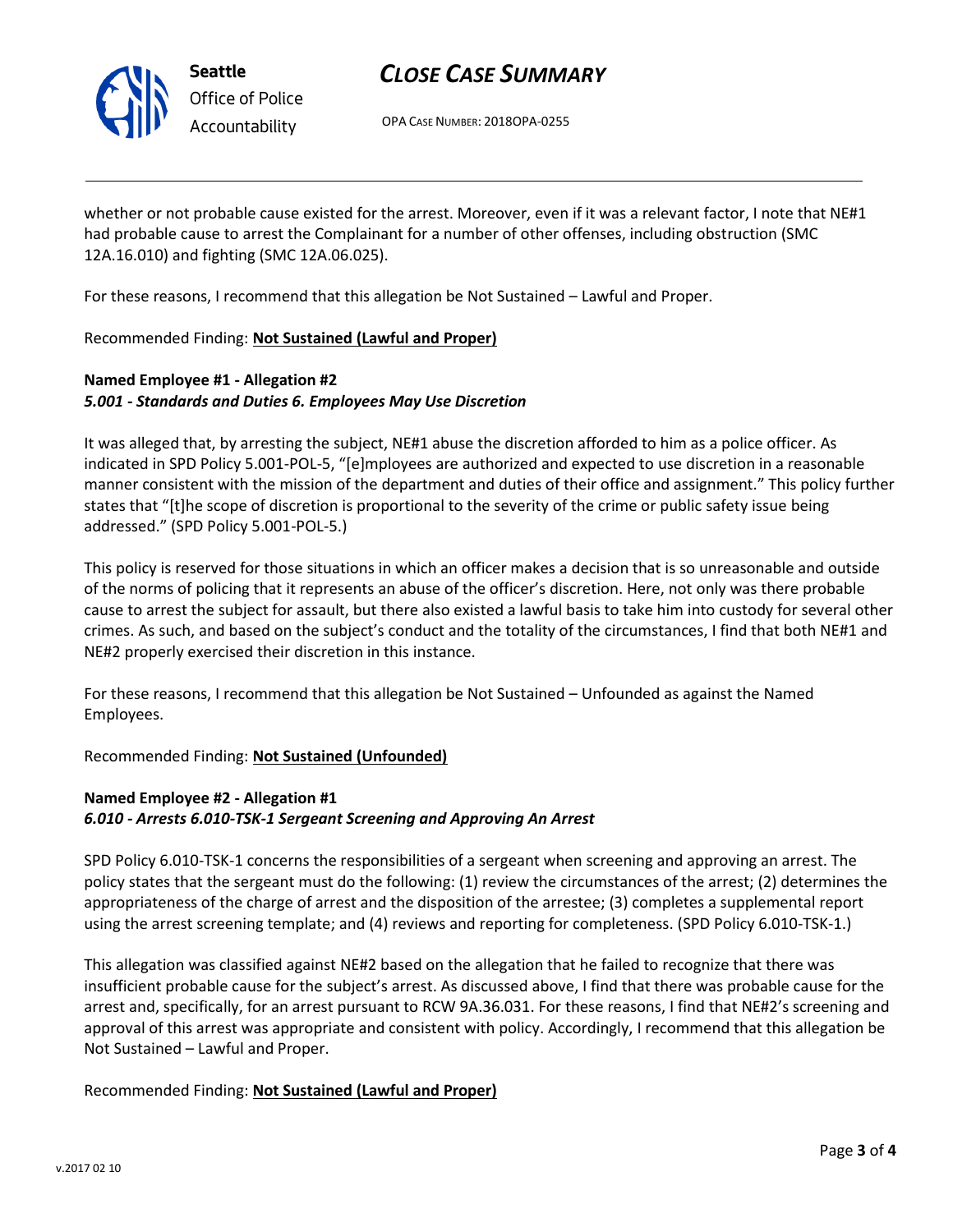whether or not probable cause existed for the arrest. Moreover, even if it was a relevant factor, I note that NE#1 had probable cause to arrest the Complainant for a number of other offenses, including obstruction (SMC 12A.16.010) and fighting (SMC 12A.06.025).

For these reasons, I recommend that this allegation be Not Sustained – Lawful and Proper.

Recommended Finding: **Not Sustained (Lawful and Proper)**

**Named Employee #1 - Allegation #2**
***5.001 - Standards and Duties 6. Employees May Use Discretion***

It was alleged that, by arresting the subject, NE#1 abuse the discretion afforded to him as a police officer. As indicated in SPD Policy 5.001-POL-5, "[e]mployees are authorized and expected to use discretion in a reasonable manner consistent with the mission of the department and duties of their office and assignment." This policy further states that "[t]he scope of discretion is proportional to the severity of the crime or public safety issue being addressed." (SPD Policy 5.001-POL-5.)

This policy is reserved for those situations in which an officer makes a decision that is so unreasonable and outside of the norms of policing that it represents an abuse of the officer's discretion. Here, not only was there probable cause to arrest the subject for assault, but there also existed a lawful basis to take him into custody for several other crimes. As such, and based on the subject's conduct and the totality of the circumstances, I find that both NE#1 and NE#2 properly exercised their discretion in this instance.

For these reasons, I recommend that this allegation be Not Sustained – Unfounded as against the Named Employees.

Recommended Finding: **Not Sustained (Unfounded)**

**Named Employee #2 - Allegation #1**
***6.010 - Arrests 6.010-TSK-1 Sergeant Screening and Approving An Arrest***

SPD Policy 6.010-TSK-1 concerns the responsibilities of a sergeant when screening and approving an arrest. The policy states that the sergeant must do the following: (1) review the circumstances of the arrest; (2) determines the appropriateness of the charge of arrest and the disposition of the arrestee; (3) completes a supplemental report using the arrest screening template; and (4) reviews and reporting for completeness. (SPD Policy 6.010-TSK-1.)

This allegation was classified against NE#2 based on the allegation that he failed to recognize that there was insufficient probable cause for the subject's arrest. As discussed above, I find that there was probable cause for the arrest and, specifically, for an arrest pursuant to RCW 9A.36.031. For these reasons, I find that NE#2's screening and approval of this arrest was appropriate and consistent with policy. Accordingly, I recommend that this allegation be Not Sustained – Lawful and Proper.

Recommended Finding: **Not Sustained (Lawful and Proper)**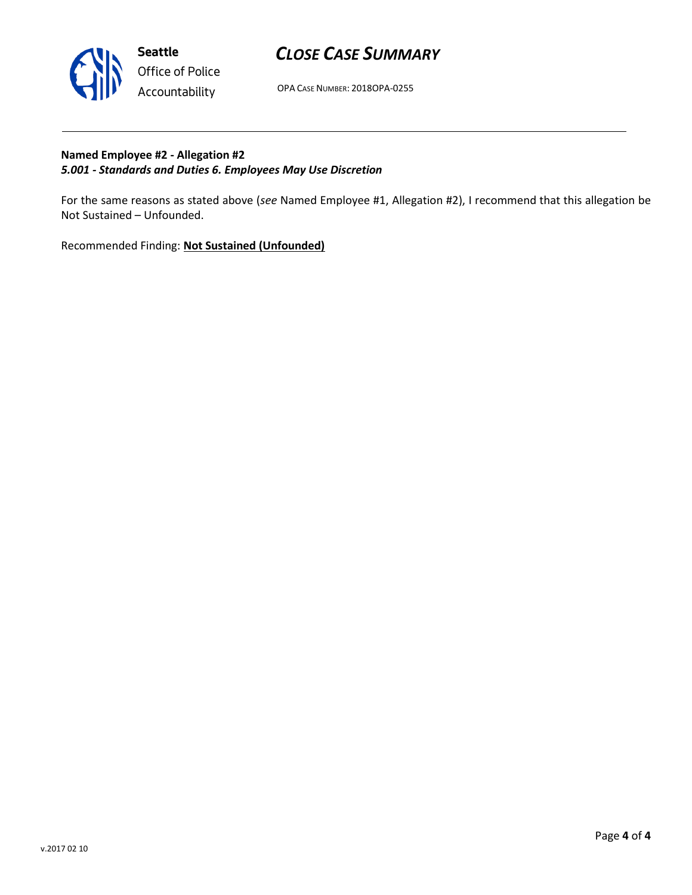**Named Employee #2 - Allegation #2**
***5.001 - Standards and Duties 6. Employees May Use Discretion***

For the same reasons as stated above (*see* Named Employee #1, Allegation #2), I recommend that this allegation be Not Sustained – Unfounded.

Recommended Finding: **Not Sustained (Unfounded)**